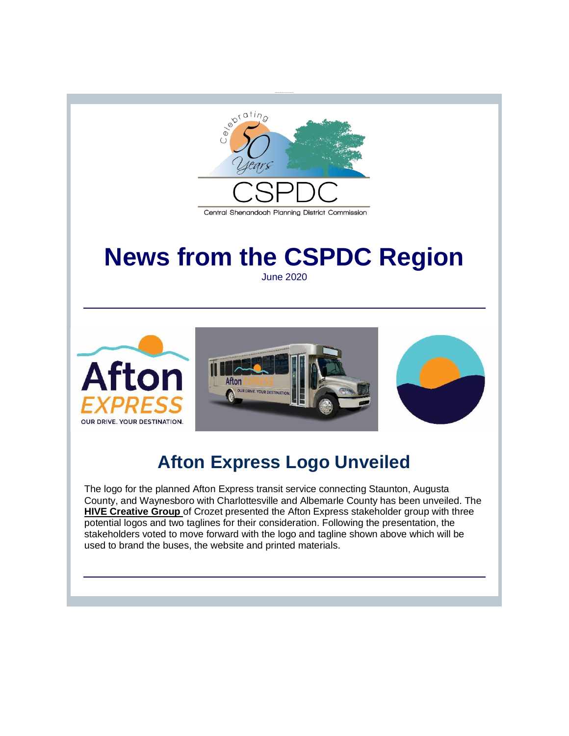# News from the CSPDC Region

June 2020

---

## Afton Express Logo Unveiled

The logo for the planned Afton Express transit service connecting Staunton, Augusta County, and Waynesboro with Charlottesville and Albemarle County has been unveiled. The **HIVE Creative Group** of Crozet presented the Afton Express stakeholder group with three potential logos and two taglines for their consideration. Following the presentation, the stakeholders voted to move forward with the logo and tagline shown above which will be used to brand the buses, the website and printed materials.

---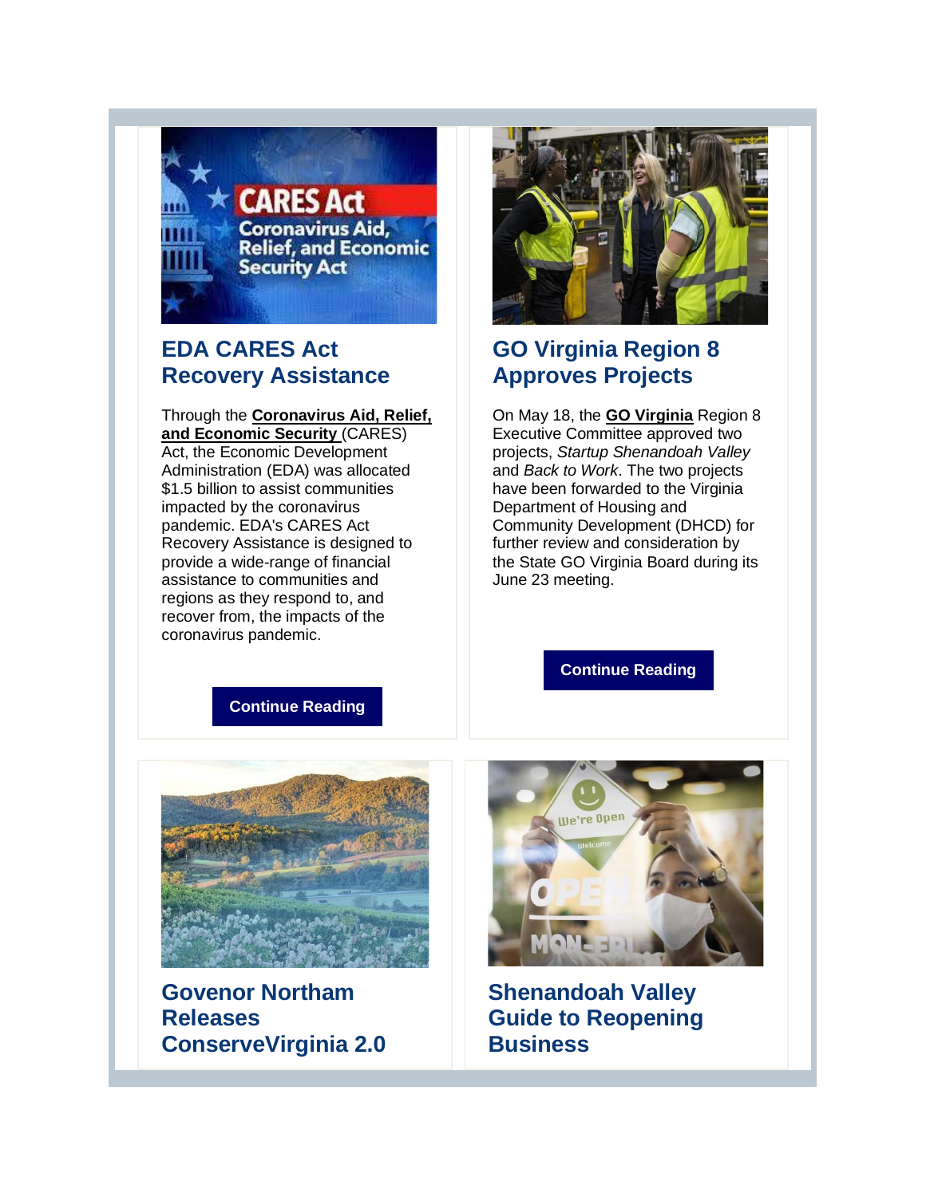## EDA CARES Act Recovery Assistance

Through the **Coronavirus Aid, Relief, and Economic Security** (CARES) Act, the Economic Development Administration (EDA) was allocated $1.5 billion to assist communities impacted by the coronavirus pandemic. EDA's CARES Act Recovery Assistance is designed to provide a wide-range of financial assistance to communities and regions as they respond to, and recover from, the impacts of the coronavirus pandemic.

**Continue Reading**

## GO Virginia Region 8 Approves Projects

On May 18, the **GO Virginia** Region 8 Executive Committee approved two projects, *Startup Shenandoah Valley* and *Back to Work*. The two projects have been forwarded to the Virginia Department of Housing and Community Development (DHCD) for further review and consideration by the State GO Virginia Board during its June 23 meeting.

**Continue Reading**

## Govenor Northam Releases ConserveVirginia 2.0

## Shenandoah Valley Guide to Reopening Business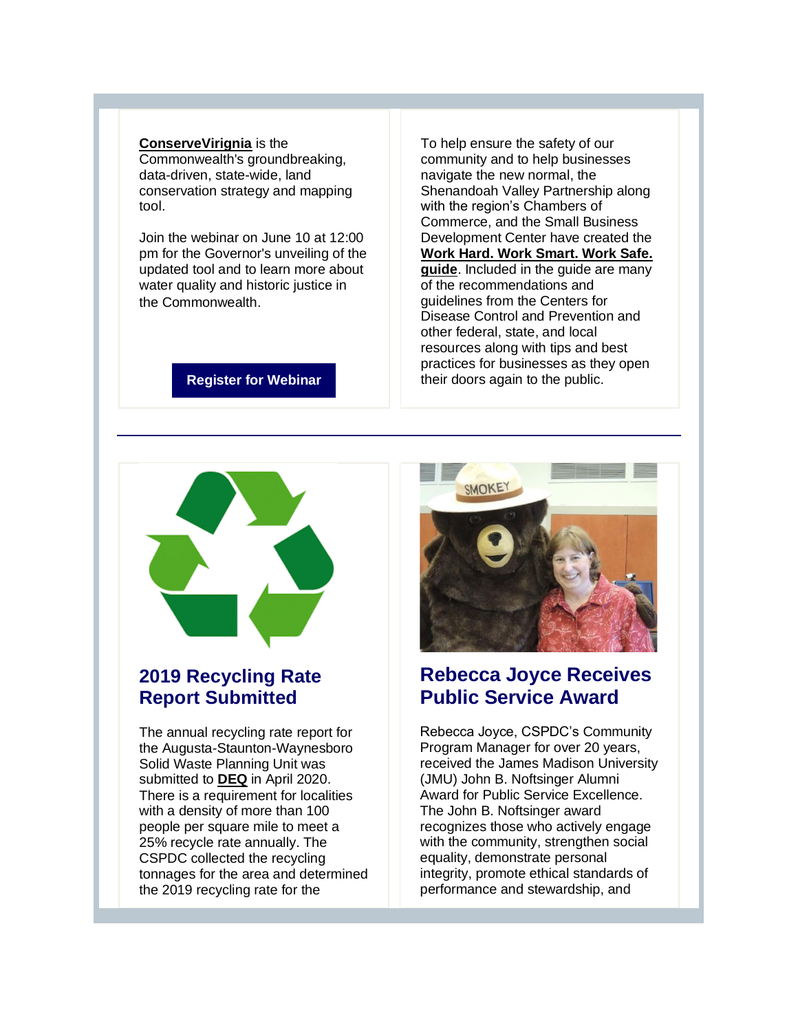**ConserveVirignia** is the Commonwealth's groundbreaking, data-driven, state-wide, land conservation strategy and mapping tool.

Join the webinar on June 10 at 12:00 pm for the Governor's unveiling of the updated tool and to learn more about water quality and historic justice in the Commonwealth.

**Register for Webinar**

To help ensure the safety of our community and to help businesses navigate the new normal, the Shenandoah Valley Partnership along with the region's Chambers of Commerce, and the Small Business Development Center have created the **Work Hard. Work Smart. Work Safe. guide**. Included in the guide are many of the recommendations and guidelines from the Centers for Disease Control and Prevention and other federal, state, and local resources along with tips and best practices for businesses as they open their doors again to the public.

---

## 2019 Recycling Rate Report Submitted

The annual recycling rate report for the Augusta-Staunton-Waynesboro Solid Waste Planning Unit was submitted to **DEQ** in April 2020. There is a requirement for localities with a density of more than 100 people per square mile to meet a 25% recycle rate annually. The CSPDC collected the recycling tonnages for the area and determined the 2019 recycling rate for the

## Rebecca Joyce Receives Public Service Award

Rebecca Joyce, CSPDC's Community Program Manager for over 20 years, received the James Madison University (JMU) John B. Noftsinger Alumni Award for Public Service Excellence. The John B. Noftsinger award recognizes those who actively engage with the community, strengthen social equality, demonstrate personal integrity, promote ethical standards of performance and stewardship, and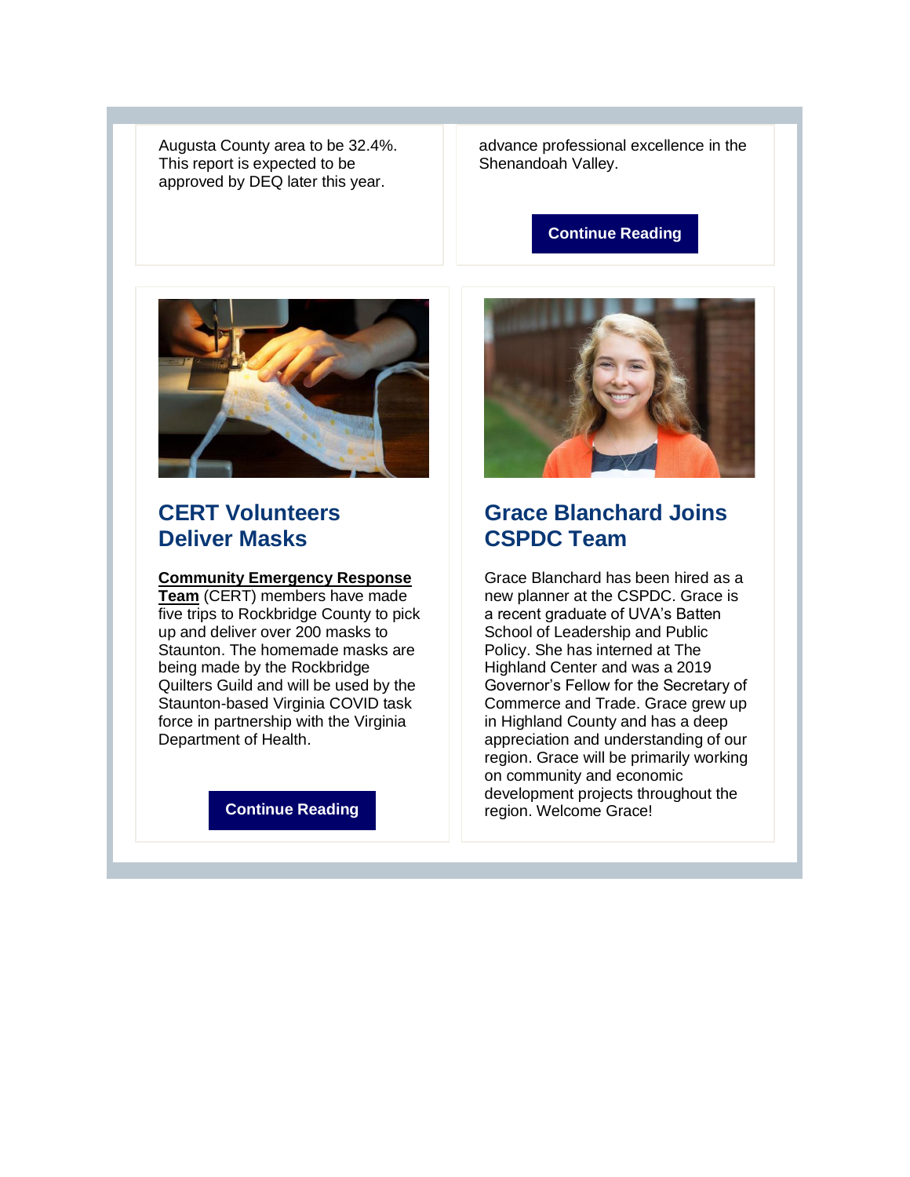Augusta County area to be 32.4%. This report is expected to be approved by DEQ later this year.

advance professional excellence in the Shenandoah Valley.

**Continue Reading**

## CERT Volunteers Deliver Masks

**Community Emergency Response Team** (CERT) members have made five trips to Rockbridge County to pick up and deliver over 200 masks to Staunton. The homemade masks are being made by the Rockbridge Quilters Guild and will be used by the Staunton-based Virginia COVID task force in partnership with the Virginia Department of Health.

**Continue Reading**

## Grace Blanchard Joins CSPDC Team

Grace Blanchard has been hired as a new planner at the CSPDC. Grace is a recent graduate of UVA's Batten School of Leadership and Public Policy. She has interned at The Highland Center and was a 2019 Governor's Fellow for the Secretary of Commerce and Trade. Grace grew up in Highland County and has a deep appreciation and understanding of our region. Grace will be primarily working on community and economic development projects throughout the region. Welcome Grace!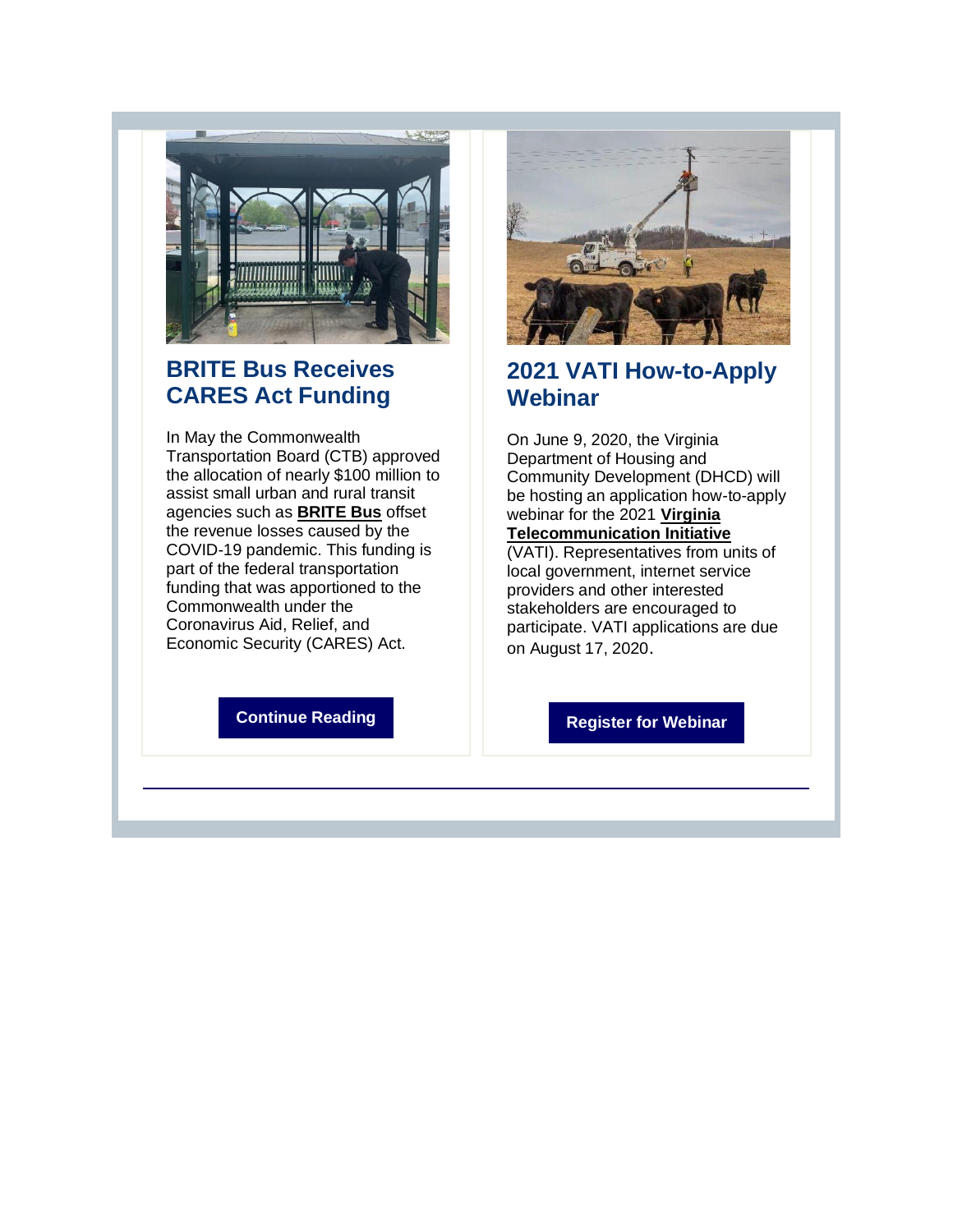## BRITE Bus Receives CARES Act Funding

In May the Commonwealth Transportation Board (CTB) approved the allocation of nearly $100 million to assist small urban and rural transit agencies such as **BRITE Bus** offset the revenue losses caused by the COVID-19 pandemic. This funding is part of the federal transportation funding that was apportioned to the Commonwealth under the Coronavirus Aid, Relief, and Economic Security (CARES) Act.

**Continue Reading**

## 2021 VATI How-to-Apply Webinar

On June 9, 2020, the Virginia Department of Housing and Community Development (DHCD) will be hosting an application how-to-apply webinar for the 2021 **Virginia Telecommunication Initiative** (VATI). Representatives from units of local government, internet service providers and other interested stakeholders are encouraged to participate. VATI applications are due on August 17, 2020.

**Register for Webinar**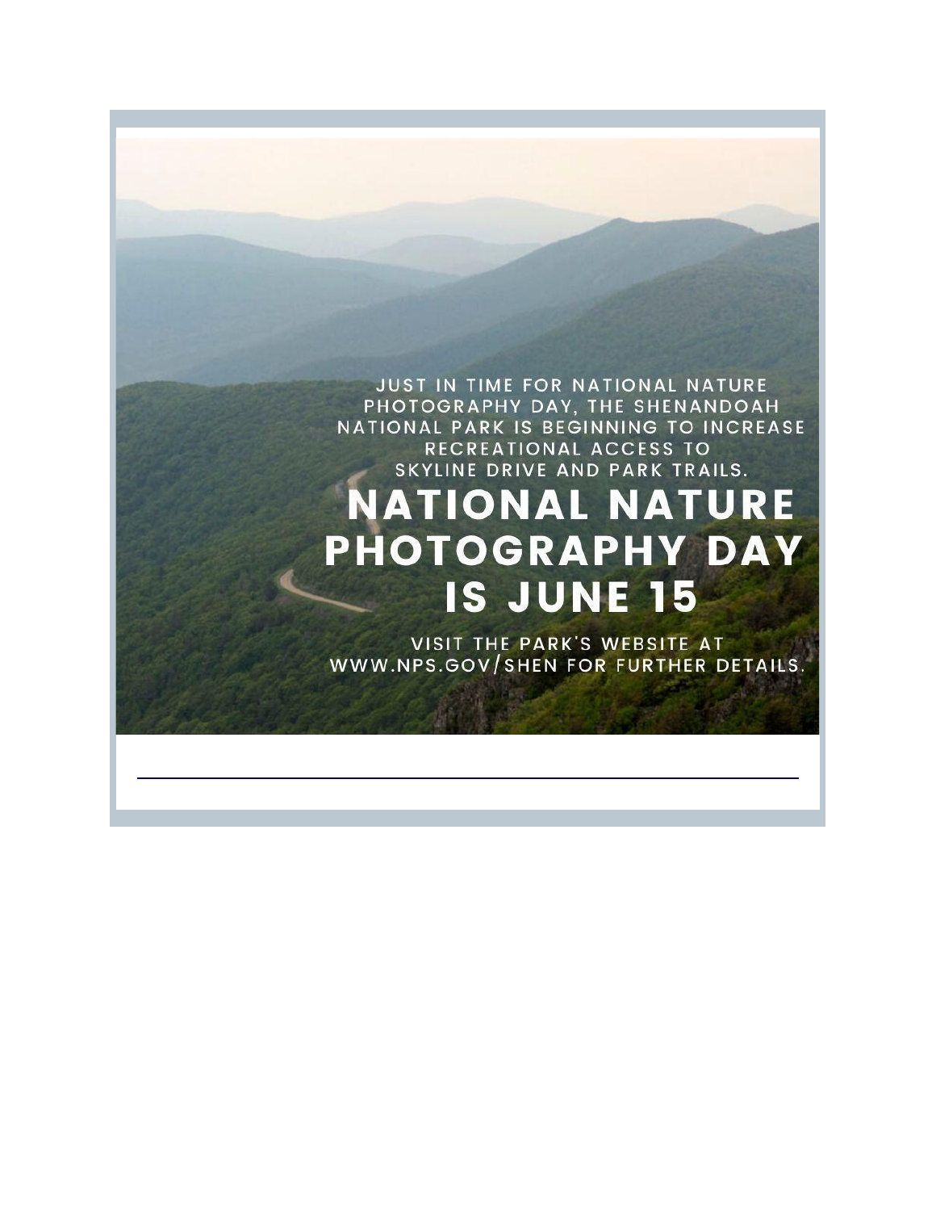JUST IN TIME FOR NATIONAL NATURE PHOTOGRAPHY DAY, THE SHENANDOAH NATIONAL PARK IS BEGINNING TO INCREASE RECREATIONAL ACCESS TO SKYLINE DRIVE AND PARK TRAILS.

# NATIONAL NATURE PHOTOGRAPHY DAY IS JUNE 15

VISIT THE PARK'S WEBSITE AT WWW.NPS.GOV/SHEN FOR FURTHER DETAILS.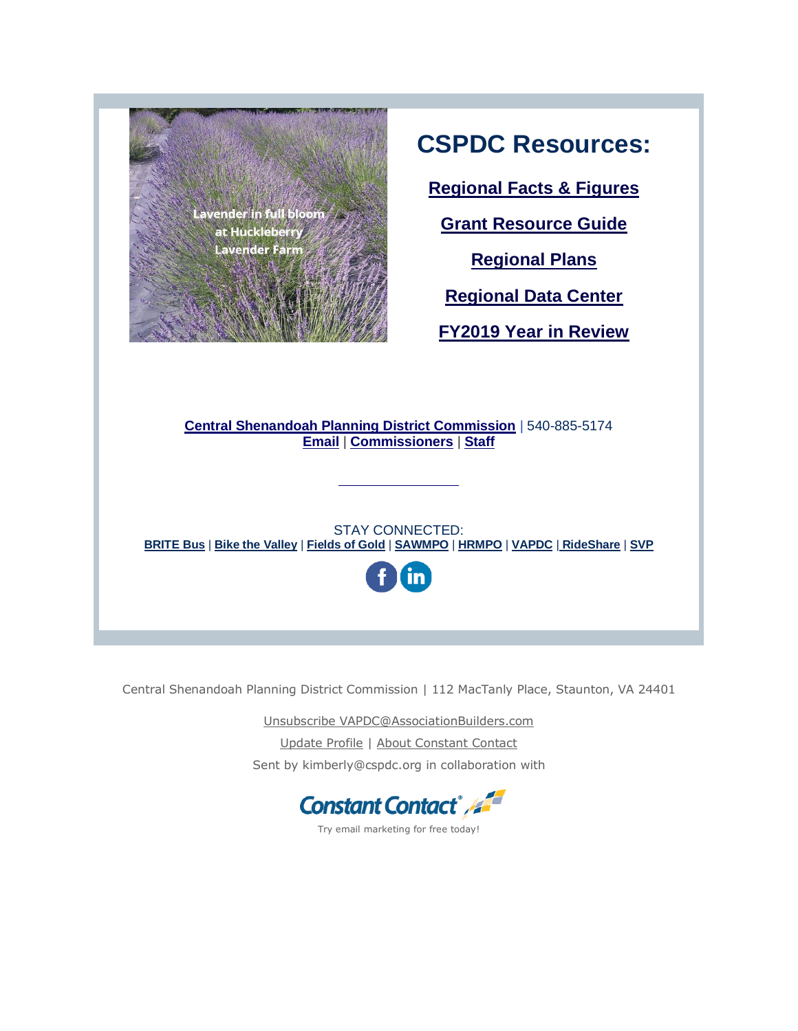Lavender in full bloom at Huckleberry Lavender Farm

# CSPDC Resources:

**Regional Facts & Figures**

**Grant Resource Guide**

**Regional Plans**

**Regional Data Center**

**FY2019 Year in Review**

**Central Shenandoah Planning District Commission** | 540-885-5174
**Email** | **Commissioners** | **Staff**

STAY CONNECTED:
**BRITE Bus** | **Bike the Valley** | **Fields of Gold** | **SAWMPO** | **HRMPO** | **VAPDC** | **RideShare** | **SVP**

Central Shenandoah Planning District Commission | 112 MacTanly Place, Staunton, VA 24401

Unsubscribe VAPDC@AssociationBuilders.com

Update Profile | About Constant Contact

Sent by kimberly@cspdc.org in collaboration with

Constant Contact

Try email marketing for free today!